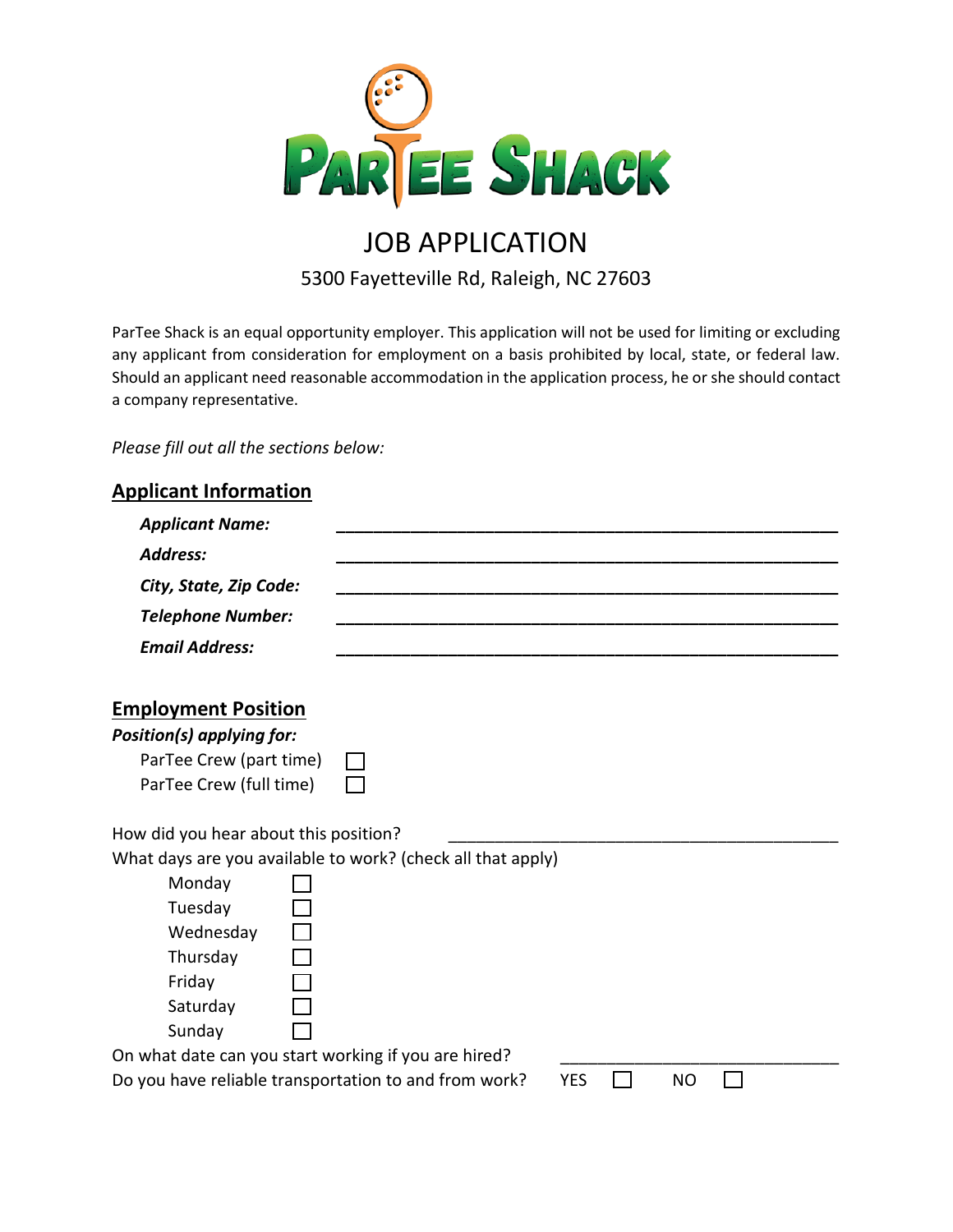# PARTEE SHACK

## JOB APPLICATION

5300 Fayetteville Rd, Raleigh, NC 27603

ParTee Shack is an equal opportunity employer. This application will not be used for limiting or excluding any applicant from consideration for employment on a basis prohibited by local, state, or federal law. Should an applicant need reasonable accommodation in the application process, he or she should contact a company representative.

*Please fill out all the sections below:*

### Applicant Information

***Applicant Name:*** ______________________________________________

***Address:*** ______________________________________________

***City, State, Zip Code:*** ______________________________________________

***Telephone Number:*** ______________________________________________

***Email Address:*** ______________________________________________

### Employment Position

***Position(s) applying for:***

- ParTee Crew (part time) ☐
- ParTee Crew (full time) ☐

How did you hear about this position? ______________________________________

What days are you available to work? (check all that apply)

- Monday ☐
- Tuesday ☐
- Wednesday ☐
- Thursday ☐
- Friday ☐
- Saturday ☐
- Sunday ☐

On what date can you start working if you are hired? ____________________________

Do you have reliable transportation to and from work? YES ☐ NO ☐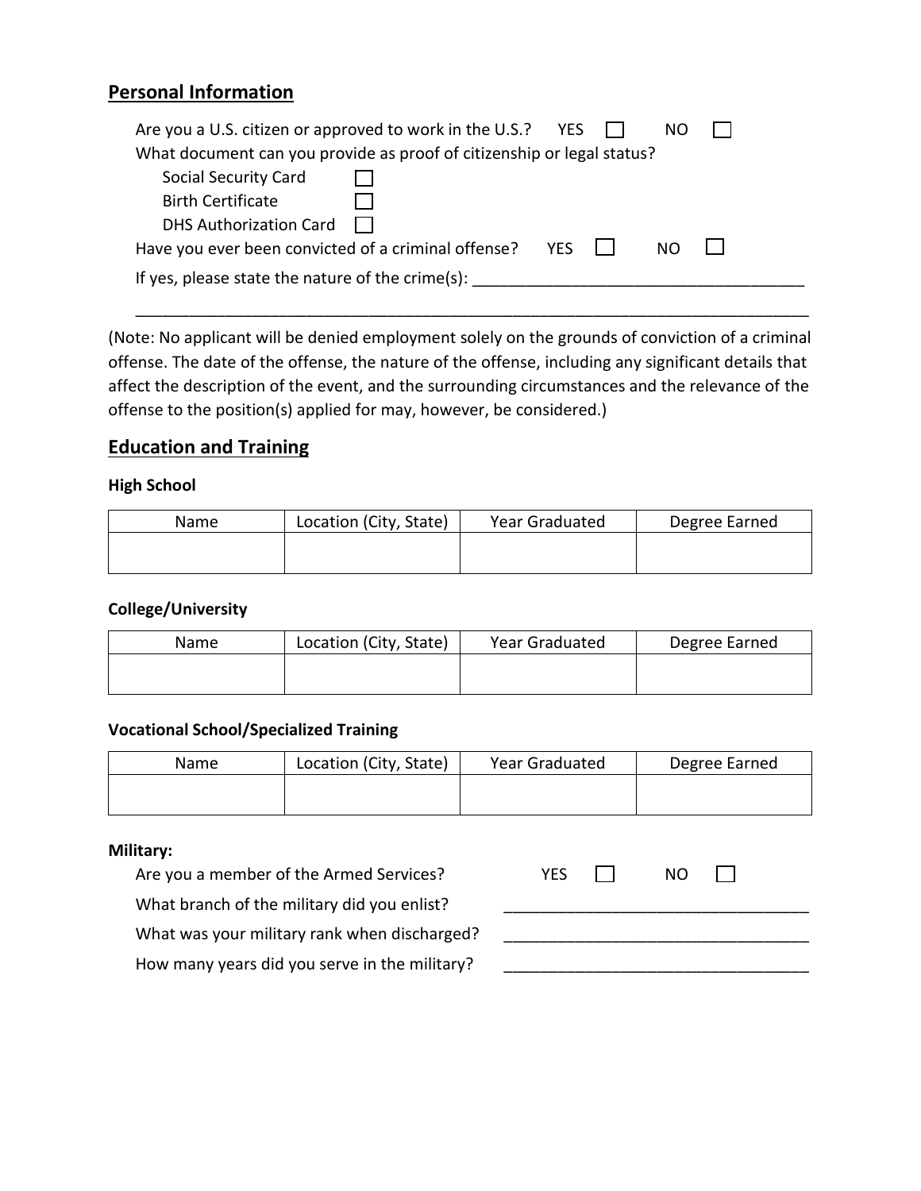## Personal Information

Are you a U.S. citizen or approved to work in the U.S.? YES ☐ NO ☐

What document can you provide as proof of citizenship or legal status?

- Social Security Card ☐
- Birth Certificate ☐
- DHS Authorization Card ☐

Have you ever been convicted of a criminal offense? YES ☐ NO ☐

If yes, please state the nature of the crime(s): ______________________________________

______________________________________________________________________________

(Note: No applicant will be denied employment solely on the grounds of conviction of a criminal offense. The date of the offense, the nature of the offense, including any significant details that affect the description of the event, and the surrounding circumstances and the relevance of the offense to the position(s) applied for may, however, be considered.)

## Education and Training

**High School**

| Name | Location (City, State) | Year Graduated | Degree Earned |
|---|---|---|---|
| | | | |

**College/University**

| Name | Location (City, State) | Year Graduated | Degree Earned |
|---|---|---|---|
| | | | |

**Vocational School/Specialized Training**

| Name | Location (City, State) | Year Graduated | Degree Earned |
|---|---|---|---|
| | | | |

**Military:**

Are you a member of the Armed Services? YES ☐ NO ☐

What branch of the military did you enlist? ___________________________________

What was your military rank when discharged? ___________________________________

How many years did you serve in the military? ___________________________________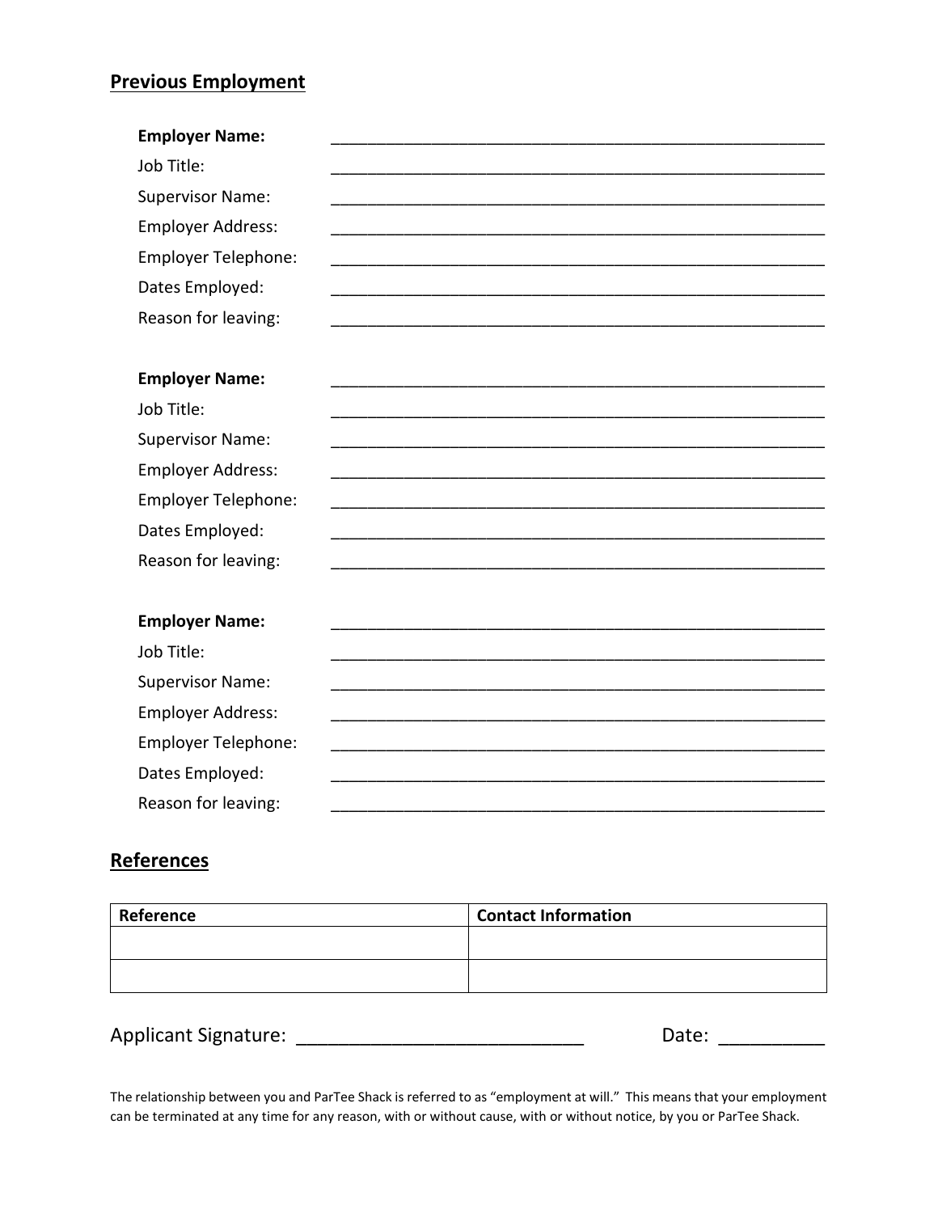## Previous Employment

**Employer Name:** _______________________________________________________

Job Title: _______________________________________________________

Supervisor Name: _______________________________________________________

Employer Address: _______________________________________________________

Employer Telephone: _______________________________________________________

Dates Employed: _______________________________________________________

Reason for leaving: _______________________________________________________

**Employer Name:** _______________________________________________________

Job Title: _______________________________________________________

Supervisor Name: _______________________________________________________

Employer Address: _______________________________________________________

Employer Telephone: _______________________________________________________

Dates Employed: _______________________________________________________

Reason for leaving: _______________________________________________________

**Employer Name:** _______________________________________________________

Job Title: _______________________________________________________

Supervisor Name: _______________________________________________________

Employer Address: _______________________________________________________

Employer Telephone: _______________________________________________________

Dates Employed: _______________________________________________________

Reason for leaving: _______________________________________________________

## References

| Reference | Contact Information |
|---|---|
| | |
| | |

Applicant Signature: ___________________________ Date: __________

The relationship between you and ParTee Shack is referred to as "employment at will." This means that your employment can be terminated at any time for any reason, with or without cause, with or without notice, by you or ParTee Shack.